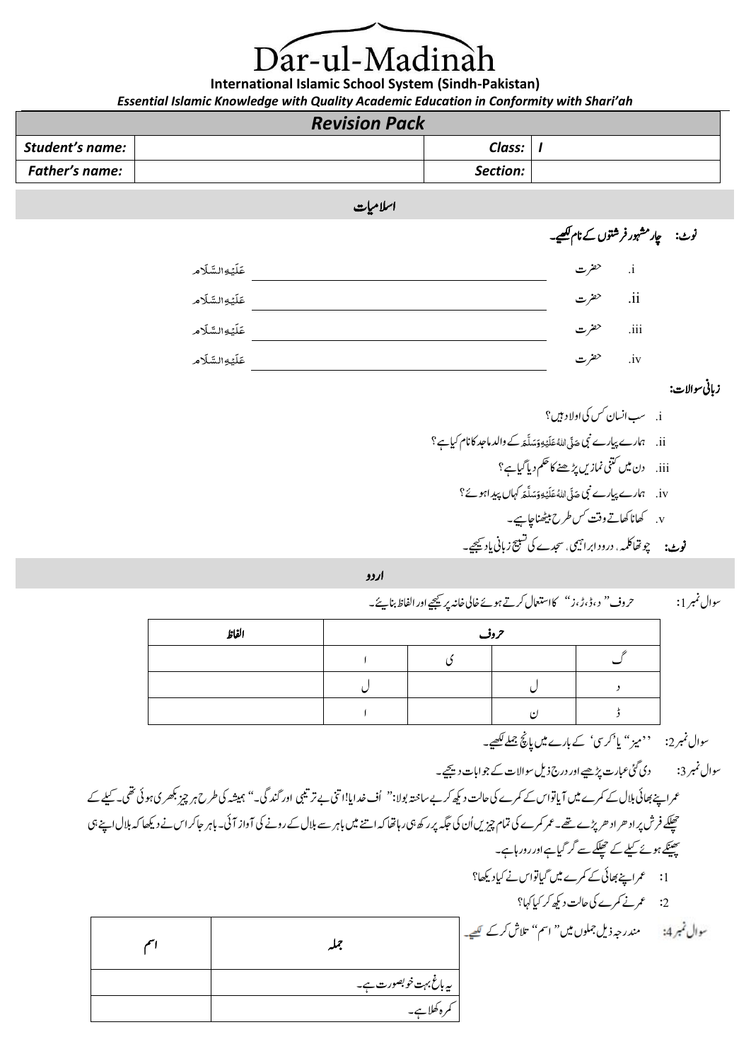# Dar-ul-Madinah

**International Islamic School System (Sindh-Pakistan)**

*Essential Islamic Knowledge with Quality Academic Education in Conformity with Shari'ah*

## *Revision Pack*

| *Student's name:* | | *Class:* | *I* |
|---|---|---|---|
| *Father's name:* | | *Section:* | |

## اسلامیات

**نوٹ: چار مشہور فرشتوں کے نام لکھیے۔**

i. حضرت ____________________ عَلَیۡهِ السَّلَام

ii. حضرت ____________________ عَلَیۡهِ السَّلَام

iii. حضرت ____________________ عَلَیۡهِ السَّلَام

iv. حضرت ____________________ عَلَیۡهِ السَّلَام

**زبانی سوالات:**

i. سب انسان کس کی اولاد ہیں؟

ii. ہمارے پیارے نبی صَلَّی اللّٰهُ عَلَیۡهِ وَسَلَّمَ کے والد ماجد کا نام کیا ہے؟

iii. دن میں کتنی نمازیں پڑھنے کا حکم دیا گیا ہے؟

iv. ہمارے پیارے نبی صَلَّی اللّٰهُ عَلَیۡهِ وَسَلَّمَ کہاں پیدا ہوئے؟

v. کھانا کھاتے وقت کس طرح بیٹھنا چاہیے۔

**نوٹ:** چوتھا کلمہ، درودِ ابراہیمی، سجدے کی تسبیح زبانی یاد کیجیے۔

## اردو

سوال نمبر 1: حروف " د، ڈ، ڑ، ز " کا استعمال کرتے ہوئے خالی خانہ پر کیجیے اور الفاظ بنائیے۔

| الفاظ | حروف | | | |
|---|---|---|---|---|
| | ا | ی | | گ |
| | ل | | ل | د |
| | ا | | ن | ڈ |

سوال نمبر 2: ''میز'' یا 'کرسی' کے بارے میں پانچ جملے لکھیے۔

سوال نمبر 3: دی گئی عبارت پڑھیے اور درج ذیل سوالات کے جوابات دیجیے۔

عمر اپنے بھائی بلال کے کمرے میں آیا تو اس کے کمرے کی حالت دیکھ کر بے ساختہ بولا: " اُف خدایا! اتنی بے ترتیبی اور گندگی۔" ہمیشہ کی طرح ہر چیز بکھری ہوئی تھی۔ کیلے کے چھلکے فرش پر ادھر ادھر پڑے تھے۔ عمر کمرے کی تمام چیزیں اُن کی جگہ پر رکھ ہی رہا تھا کہ اتنے میں باہر سے بلال کے رونے کی آواز آئی۔ باہر جا کر اس نے دیکھا کہ بلال اپنے ہی پھینکے ہوئے کیلے کے چھلکے سے گر گیا ہے اور رو رہا ہے۔

1: عمر اپنے بھائی کے کمرے میں گیا تو اس نے کیا دیکھا؟

2: عمر نے کمرے کی حالت دیکھ کر کیا کہا؟

سوال نمبر 4: مندرجہ ذیل جملوں میں " اسم " تلاش کر کے لکھیے۔

| اسم | جملہ |
|---|---|
| | یہ باغ بہت خوبصورت ہے۔ |
| | کمرہ کھلا ہے۔ |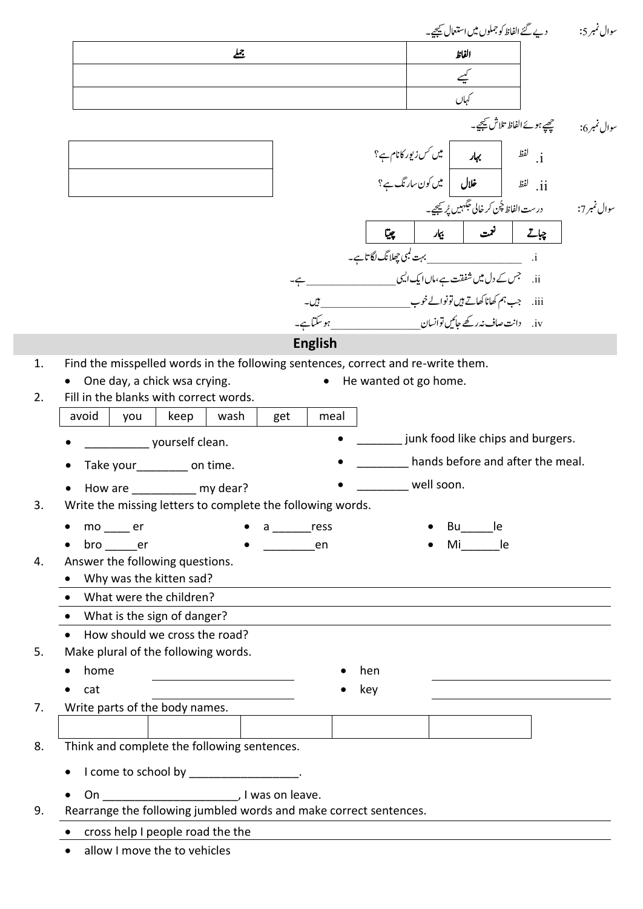سوال نمبر 5: دیے گئے الفاظ کو جملوں میں استعمال کیجیے۔

| الفاظ | جملے |
|---|---|
| کیسے | |
| کہاں | |

سوال نمبر 6: چھپے ہوئے الفاظ تلاش کیجیے۔

i. لفظ **بہار** میں کس زیور کا نام ہے؟ __________

ii. لفظ **خلال** میں کون سا رنگ ہے؟ __________

سوال نمبر 7: درست الفاظ چُن کر خالی جگہیں پُر کیجیے۔

| چباتے | نعمت | بیمار | چیتا |
|---|---|---|---|

i. __________ بہت لمبی چھلانگ لگاتا ہے۔

ii. جس کے دل میں شفقت ہے، ماں ایک ایسی __________ ہے۔

iii. جب ہم کھانا کھاتے ہیں تو نوالے خوب __________ ہیں۔

iv. دانت صاف نہ رکھے جائیں تو انسان __________ ہو سکتا ہے۔

## English

1. Find the misspelled words in the following sentences, correct and re-write them.
   - One day, a chick wsa crying.
   - He wanted ot go home.

2. Fill in the blanks with correct words.

| avoid | you | keep | wash | get | meal |
|---|---|---|---|---|---|

   - __________ yourself clean.
   - Take your________ on time.
   - How are __________ my dear?
   - _______ junk food like chips and burgers.
   - ________ hands before and after the meal.
   - ________ well soon.

3. Write the missing letters to complete the following words.
   - mo ____ er
   - bro _____er
   - a ______ress
   - ________en
   - Bu_____le
   - Mi______le

4. Answer the following questions.
   - Why was the kitten sad?
   - What were the children?
   - What is the sign of danger?
   - How should we cross the road?

5. Make plural of the following words.
   - home __________
   - cat __________
   - hen __________
   - key __________

7. Write parts of the body names.

| | | | | |
|---|---|---|---|---|

8. Think and complete the following sentences.
   - I come to school by _________________.
   - On _____________________, I was on leave.

9. Rearrange the following jumbled words and make correct sentences.
   - cross help I people road the the
   - allow I move the to vehicles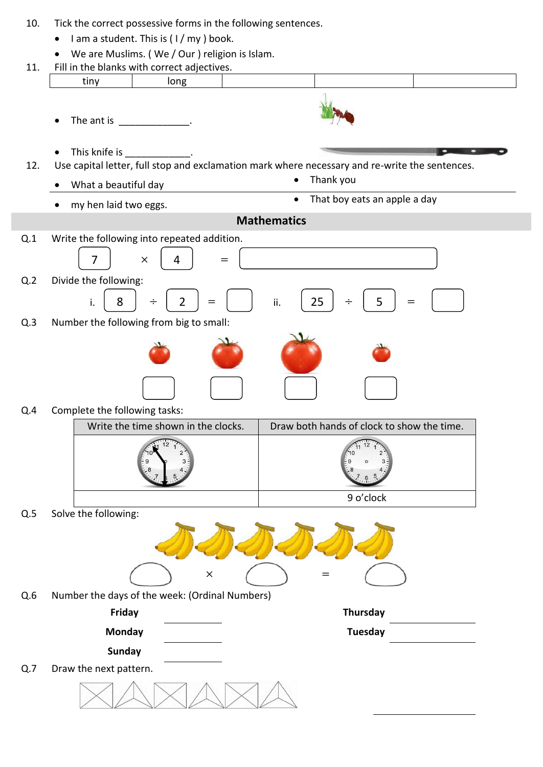10. Tick the correct possessive forms in the following sentences.
    - I am a student. This is ( I / my ) book.
    - We are Muslims. ( We / Our ) religion is Islam.

11. Fill in the blanks with correct adjectives.

| tiny | long | | | |
|---|---|---|---|---|

- The ant is _____________.
- This knife is ____________.

12. Use capital letter, full stop and exclamation mark where necessary and re-write the sentences.
    - What a beautiful day
    - Thank you
    - my hen laid two eggs.
    - That boy eats an apple a day

## Mathematics

**Q.1** Write the following into repeated addition.

7 × 4 = ______

**Q.2** Divide the following:

i. 8 ÷ 2 = ____  ii. 25 ÷ 5 = ____

**Q.3** Number the following from big to small:

**Q.4** Complete the following tasks:

| Write the time shown in the clocks. | Draw both hands of clock to show the time. |
|---|---|
| | |
| | 9 o'clock |

**Q.5** Solve the following:

____ × ____ = ____

**Q.6** Number the days of the week: (Ordinal Numbers)

| | | | |
|---|---|---|---|
| **Friday** | ________ | **Thursday** | ________ |
| **Monday** | ________ | **Tuesday** | ________ |
| **Sunday** | ________ | | |

**Q.7** Draw the next pattern.

________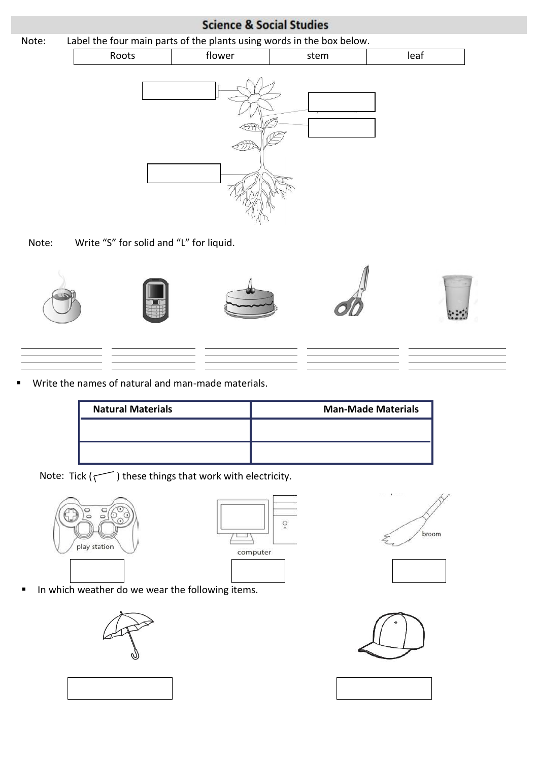## Science & Social Studies

Note: Label the four main parts of the plants using words in the box below.

| | | | |
|---|---|---|---|
| Roots | flower | stem | leaf |

Note: Write "S" for solid and "L" for liquid.

- Write the names of natural and man-made materials.

| Natural Materials | Man-Made Materials |
|---|---|
| | |
| | |

Note: Tick ( ) these things that work with electricity.

play station

computer

broom

- In which weather do we wear the following items.